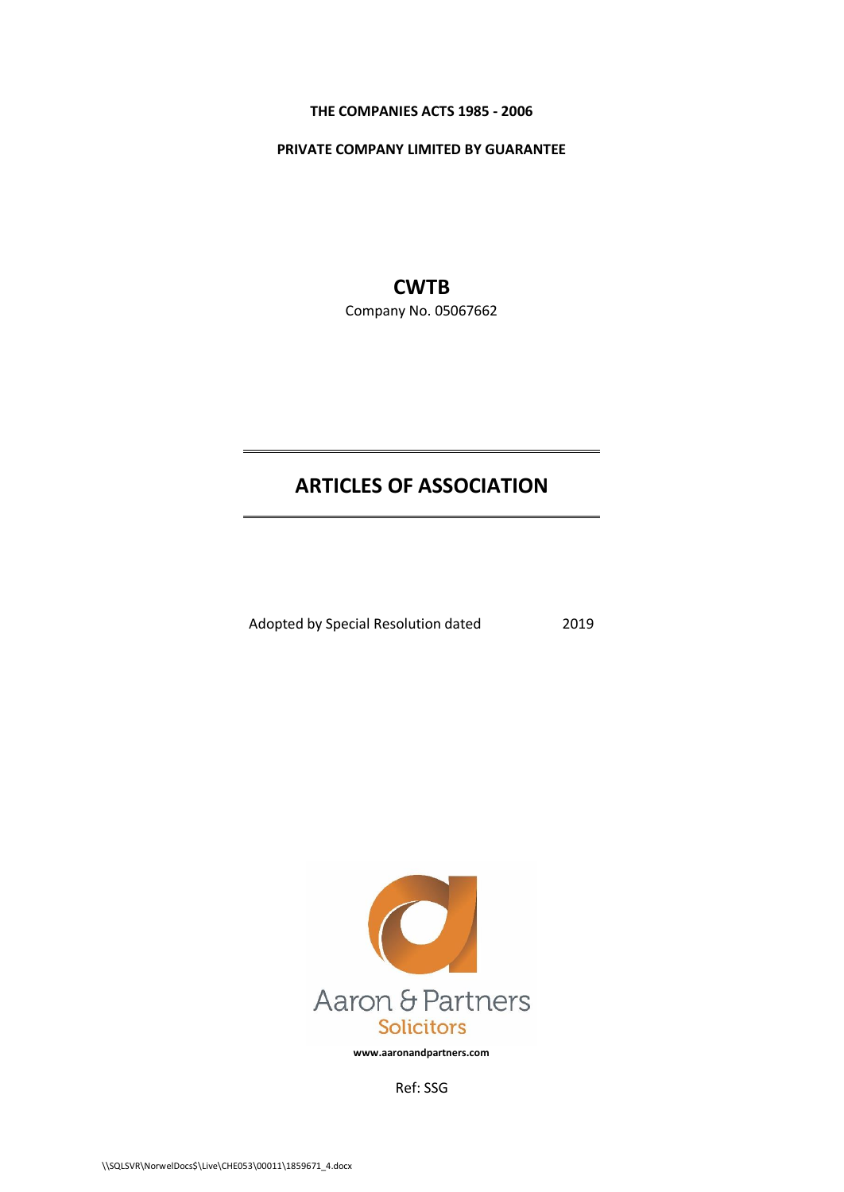**THE COMPANIES ACTS 1985 - 2006**

**PRIVATE COMPANY LIMITED BY GUARANTEE**

# CWTB

Company No. 05067662

# ARTICLES OF ASSOCIATION

Adopted by Special Resolution dated 2019

Aaron & Partners
Solicitors

**www.aaronandpartners.com**

Ref: SSG

\\SQLSVR\NorwelDocs$\Live\CHE053\00011\1859671_4.docx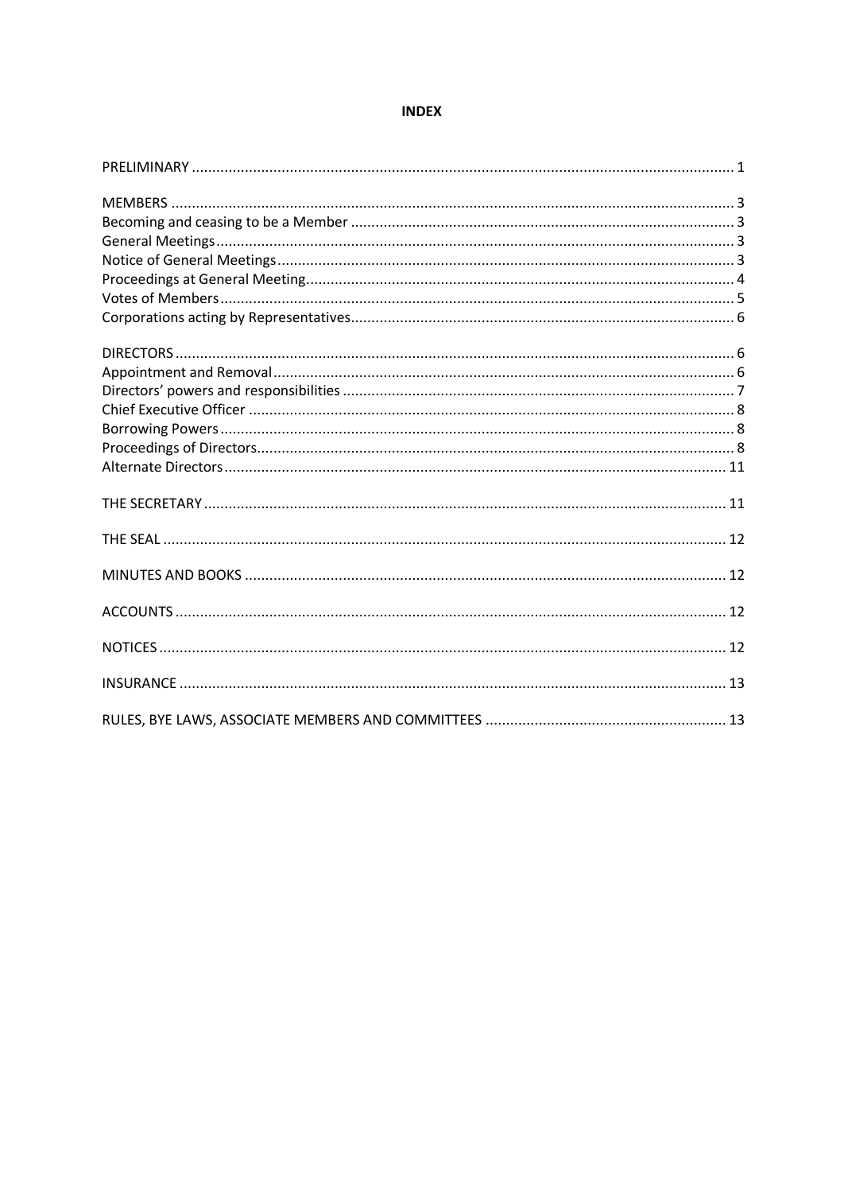**INDEX**

| | |
|---|---|
| PRELIMINARY | 1 |
| | |
| MEMBERS | 3 |
| Becoming and ceasing to be a Member | 3 |
| General Meetings | 3 |
| Notice of General Meetings | 3 |
| Proceedings at General Meeting | 4 |
| Votes of Members | 5 |
| Corporations acting by Representatives | 6 |
| | |
| DIRECTORS | 6 |
| Appointment and Removal | 6 |
| Directors' powers and responsibilities | 7 |
| Chief Executive Officer | 8 |
| Borrowing Powers | 8 |
| Proceedings of Directors | 8 |
| Alternate Directors | 11 |
| | |
| THE SECRETARY | 11 |
| | |
| THE SEAL | 12 |
| | |
| MINUTES AND BOOKS | 12 |
| | |
| ACCOUNTS | 12 |
| | |
| NOTICES | 12 |
| | |
| INSURANCE | 13 |
| | |
| RULES, BYE LAWS, ASSOCIATE MEMBERS AND COMMITTEES | 13 |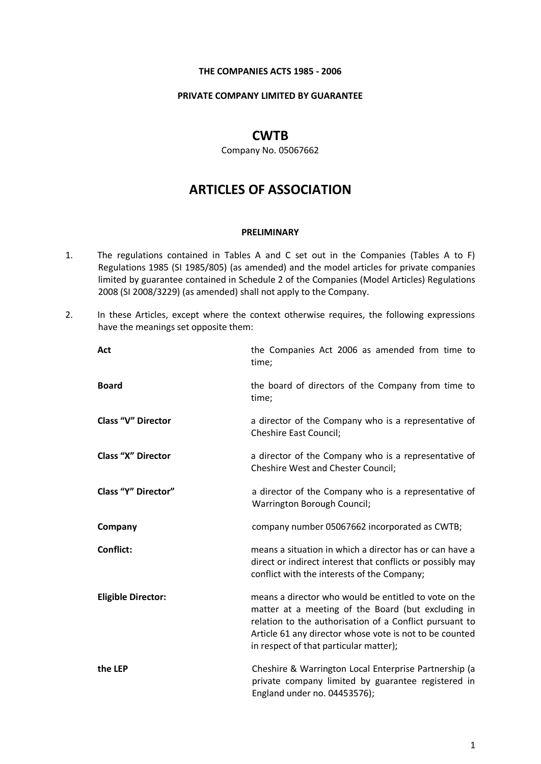**THE COMPANIES ACTS 1985 - 2006**

**PRIVATE COMPANY LIMITED BY GUARANTEE**

# CWTB

Company No. 05067662

# ARTICLES OF ASSOCIATION

**PRELIMINARY**

1. The regulations contained in Tables A and C set out in the Companies (Tables A to F) Regulations 1985 (SI 1985/805) (as amended) and the model articles for private companies limited by guarantee contained in Schedule 2 of the Companies (Model Articles) Regulations 2008 (SI 2008/3229) (as amended) shall not apply to the Company.

2. In these Articles, except where the context otherwise requires, the following expressions have the meanings set opposite them:

| | |
|---|---|
| **Act** | the Companies Act 2006 as amended from time to time; |
| **Board** | the board of directors of the Company from time to time; |
| **Class "V" Director** | a director of the Company who is a representative of Cheshire East Council; |
| **Class "X" Director** | a director of the Company who is a representative of Cheshire West and Chester Council; |
| **Class "Y" Director"** | a director of the Company who is a representative of Warrington Borough Council; |
| **Company** | company number 05067662 incorporated as CWTB; |
| **Conflict:** | means a situation in which a director has or can have a direct or indirect interest that conflicts or possibly may conflict with the interests of the Company; |
| **Eligible Director:** | means a director who would be entitled to vote on the matter at a meeting of the Board (but excluding in relation to the authorisation of a Conflict pursuant to Article 61 any director whose vote is not to be counted in respect of that particular matter); |
| **the LEP** | Cheshire & Warrington Local Enterprise Partnership (a private company limited by guarantee registered in England under no. 04453576); |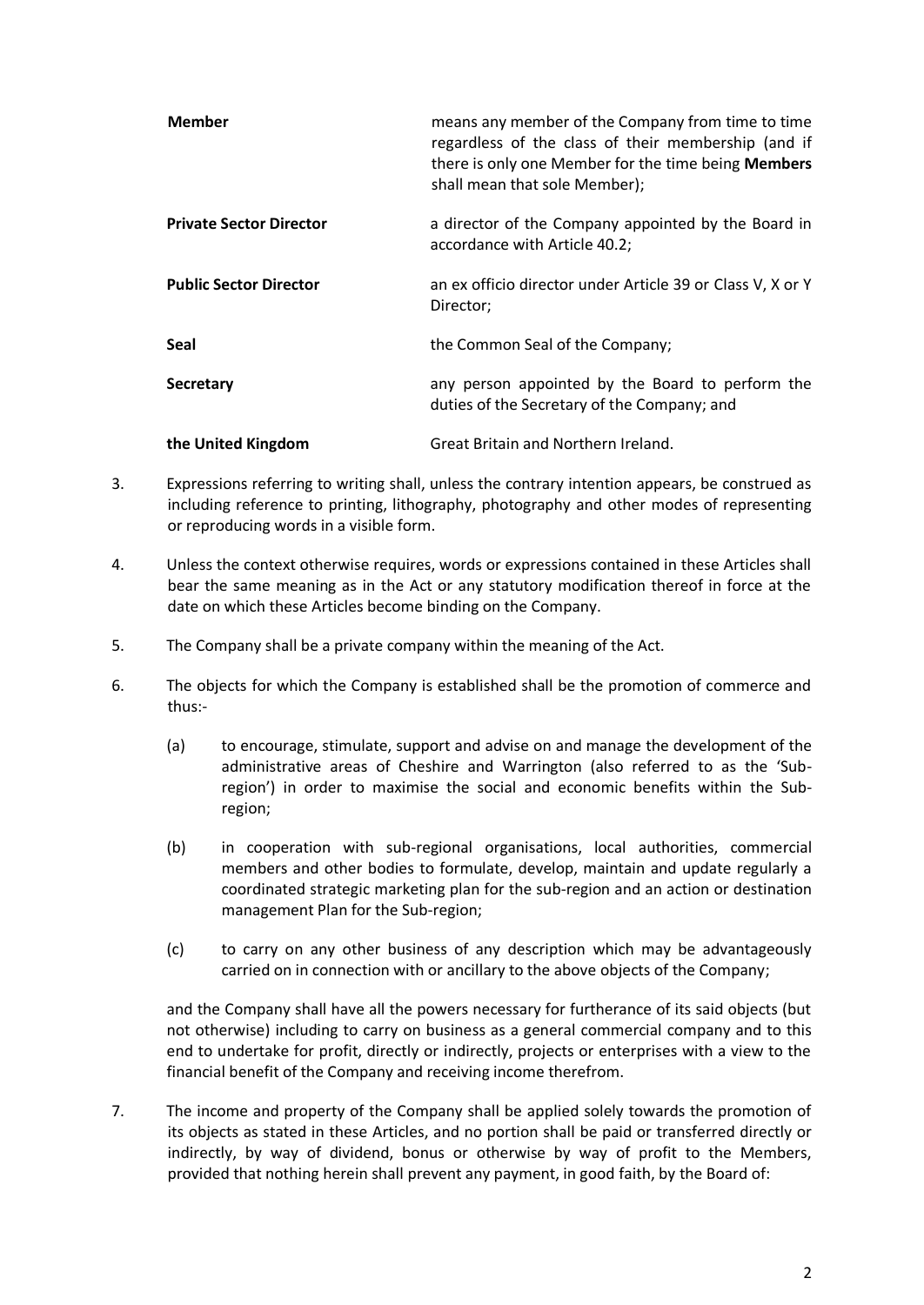| | |
|---|---|
| **Member** | means any member of the Company from time to time regardless of the class of their membership (and if there is only one Member for the time being **Members** shall mean that sole Member); |
| **Private Sector Director** | a director of the Company appointed by the Board in accordance with Article 40.2; |
| **Public Sector Director** | an ex officio director under Article 39 or Class V, X or Y Director; |
| **Seal** | the Common Seal of the Company; |
| **Secretary** | any person appointed by the Board to perform the duties of the Secretary of the Company; and |
| **the United Kingdom** | Great Britain and Northern Ireland. |

3. Expressions referring to writing shall, unless the contrary intention appears, be construed as including reference to printing, lithography, photography and other modes of representing or reproducing words in a visible form.

4. Unless the context otherwise requires, words or expressions contained in these Articles shall bear the same meaning as in the Act or any statutory modification thereof in force at the date on which these Articles become binding on the Company.

5. The Company shall be a private company within the meaning of the Act.

6. The objects for which the Company is established shall be the promotion of commerce and thus:-

   (a) to encourage, stimulate, support and advise on and manage the development of the administrative areas of Cheshire and Warrington (also referred to as the 'Sub-region') in order to maximise the social and economic benefits within the Sub-region;

   (b) in cooperation with sub-regional organisations, local authorities, commercial members and other bodies to formulate, develop, maintain and update regularly a coordinated strategic marketing plan for the sub-region and an action or destination management Plan for the Sub-region;

   (c) to carry on any other business of any description which may be advantageously carried on in connection with or ancillary to the above objects of the Company;

   and the Company shall have all the powers necessary for furtherance of its said objects (but not otherwise) including to carry on business as a general commercial company and to this end to undertake for profit, directly or indirectly, projects or enterprises with a view to the financial benefit of the Company and receiving income therefrom.

7. The income and property of the Company shall be applied solely towards the promotion of its objects as stated in these Articles, and no portion shall be paid or transferred directly or indirectly, by way of dividend, bonus or otherwise by way of profit to the Members, provided that nothing herein shall prevent any payment, in good faith, by the Board of: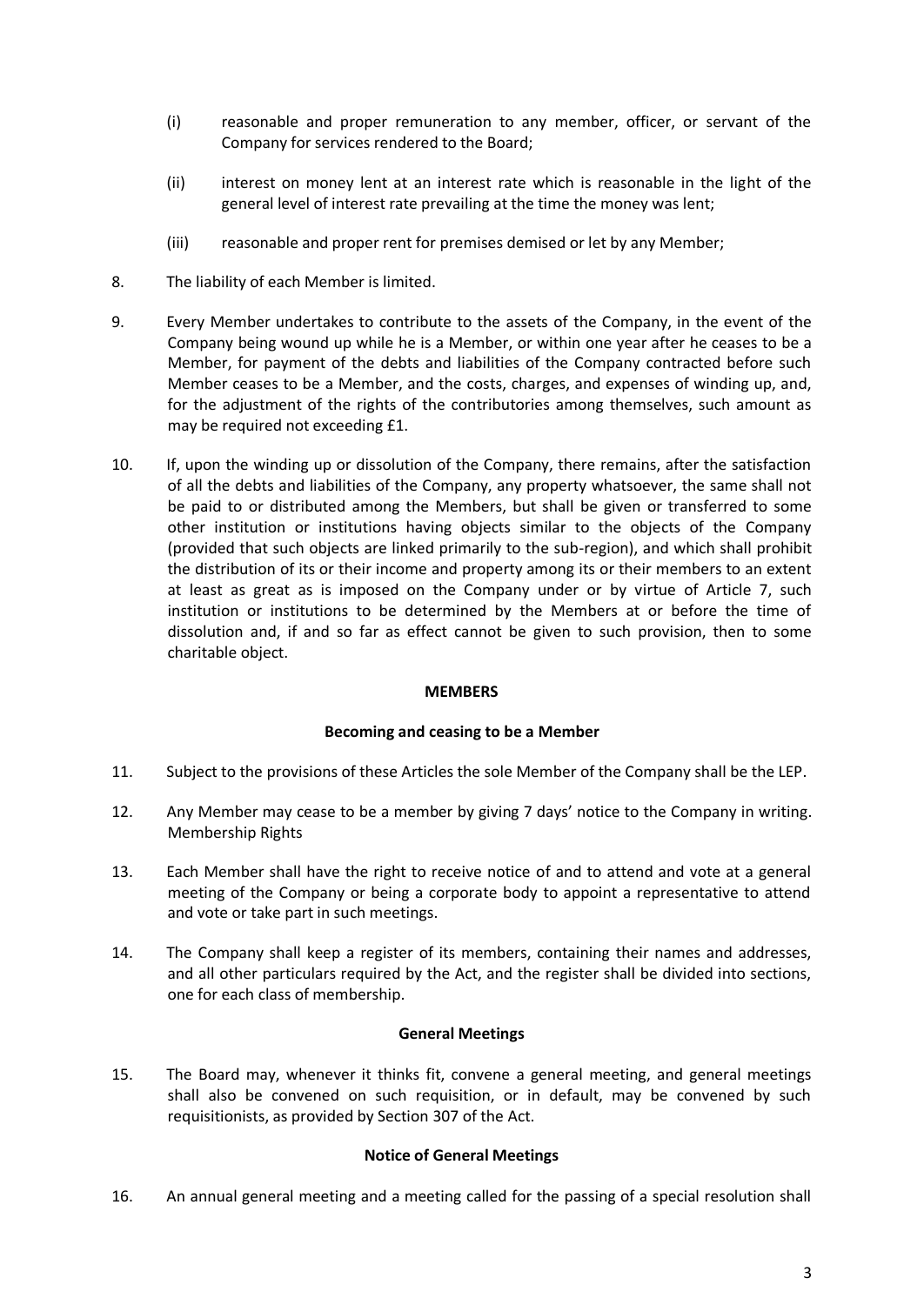(i) reasonable and proper remuneration to any member, officer, or servant of the Company for services rendered to the Board;

(ii) interest on money lent at an interest rate which is reasonable in the light of the general level of interest rate prevailing at the time the money was lent;

(iii) reasonable and proper rent for premises demised or let by any Member;

8. The liability of each Member is limited.

9. Every Member undertakes to contribute to the assets of the Company, in the event of the Company being wound up while he is a Member, or within one year after he ceases to be a Member, for payment of the debts and liabilities of the Company contracted before such Member ceases to be a Member, and the costs, charges, and expenses of winding up, and, for the adjustment of the rights of the contributories among themselves, such amount as may be required not exceeding £1.

10. If, upon the winding up or dissolution of the Company, there remains, after the satisfaction of all the debts and liabilities of the Company, any property whatsoever, the same shall not be paid to or distributed among the Members, but shall be given or transferred to some other institution or institutions having objects similar to the objects of the Company (provided that such objects are linked primarily to the sub-region), and which shall prohibit the distribution of its or their income and property among its or their members to an extent at least as great as is imposed on the Company under or by virtue of Article 7, such institution or institutions to be determined by the Members at or before the time of dissolution and, if and so far as effect cannot be given to such provision, then to some charitable object.

## MEMBERS

### Becoming and ceasing to be a Member

11. Subject to the provisions of these Articles the sole Member of the Company shall be the LEP.

12. Any Member may cease to be a member by giving 7 days' notice to the Company in writing. Membership Rights

13. Each Member shall have the right to receive notice of and to attend and vote at a general meeting of the Company or being a corporate body to appoint a representative to attend and vote or take part in such meetings.

14. The Company shall keep a register of its members, containing their names and addresses, and all other particulars required by the Act, and the register shall be divided into sections, one for each class of membership.

### General Meetings

15. The Board may, whenever it thinks fit, convene a general meeting, and general meetings shall also be convened on such requisition, or in default, may be convened by such requisitionists, as provided by Section 307 of the Act.

### Notice of General Meetings

16. An annual general meeting and a meeting called for the passing of a special resolution shall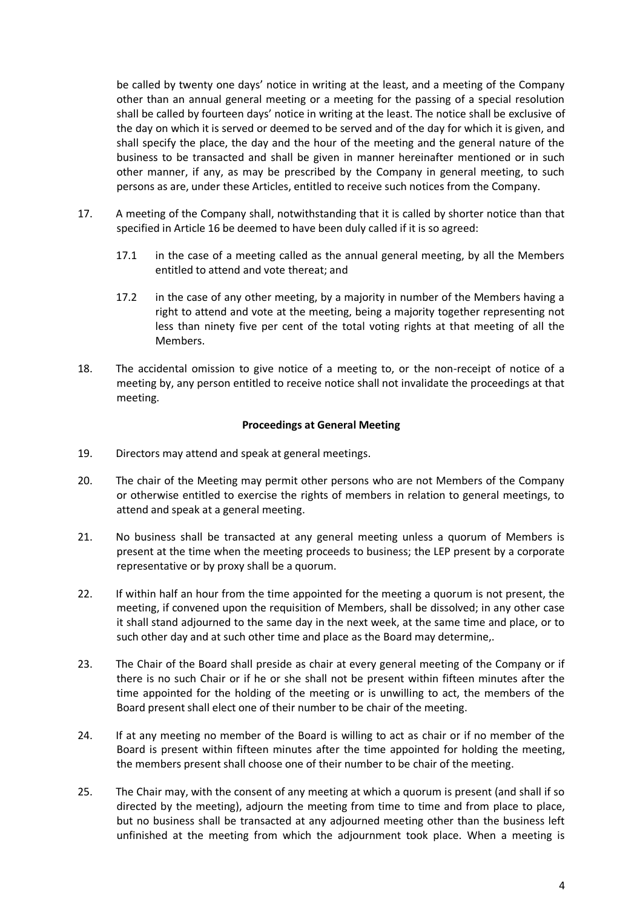be called by twenty one days' notice in writing at the least, and a meeting of the Company other than an annual general meeting or a meeting for the passing of a special resolution shall be called by fourteen days' notice in writing at the least. The notice shall be exclusive of the day on which it is served or deemed to be served and of the day for which it is given, and shall specify the place, the day and the hour of the meeting and the general nature of the business to be transacted and shall be given in manner hereinafter mentioned or in such other manner, if any, as may be prescribed by the Company in general meeting, to such persons as are, under these Articles, entitled to receive such notices from the Company.

17. A meeting of the Company shall, notwithstanding that it is called by shorter notice than that specified in Article 16 be deemed to have been duly called if it is so agreed:

    17.1 in the case of a meeting called as the annual general meeting, by all the Members entitled to attend and vote thereat; and

    17.2 in the case of any other meeting, by a majority in number of the Members having a right to attend and vote at the meeting, being a majority together representing not less than ninety five per cent of the total voting rights at that meeting of all the Members.

18. The accidental omission to give notice of a meeting to, or the non-receipt of notice of a meeting by, any person entitled to receive notice shall not invalidate the proceedings at that meeting.

**Proceedings at General Meeting**

19. Directors may attend and speak at general meetings.

20. The chair of the Meeting may permit other persons who are not Members of the Company or otherwise entitled to exercise the rights of members in relation to general meetings, to attend and speak at a general meeting.

21. No business shall be transacted at any general meeting unless a quorum of Members is present at the time when the meeting proceeds to business; the LEP present by a corporate representative or by proxy shall be a quorum.

22. If within half an hour from the time appointed for the meeting a quorum is not present, the meeting, if convened upon the requisition of Members, shall be dissolved; in any other case it shall stand adjourned to the same day in the next week, at the same time and place, or to such other day and at such other time and place as the Board may determine,.

23. The Chair of the Board shall preside as chair at every general meeting of the Company or if there is no such Chair or if he or she shall not be present within fifteen minutes after the time appointed for the holding of the meeting or is unwilling to act, the members of the Board present shall elect one of their number to be chair of the meeting.

24. If at any meeting no member of the Board is willing to act as chair or if no member of the Board is present within fifteen minutes after the time appointed for holding the meeting, the members present shall choose one of their number to be chair of the meeting.

25. The Chair may, with the consent of any meeting at which a quorum is present (and shall if so directed by the meeting), adjourn the meeting from time to time and from place to place, but no business shall be transacted at any adjourned meeting other than the business left unfinished at the meeting from which the adjournment took place. When a meeting is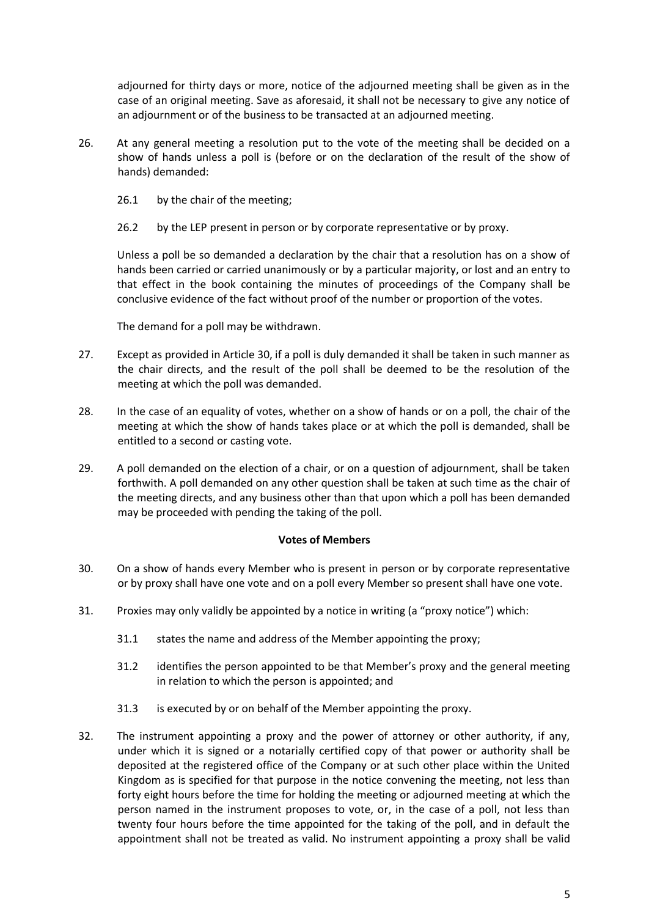adjourned for thirty days or more, notice of the adjourned meeting shall be given as in the case of an original meeting. Save as aforesaid, it shall not be necessary to give any notice of an adjournment or of the business to be transacted at an adjourned meeting.

26. At any general meeting a resolution put to the vote of the meeting shall be decided on a show of hands unless a poll is (before or on the declaration of the result of the show of hands) demanded:

    26.1 by the chair of the meeting;

    26.2 by the LEP present in person or by corporate representative or by proxy.

    Unless a poll be so demanded a declaration by the chair that a resolution has on a show of hands been carried or carried unanimously or by a particular majority, or lost and an entry to that effect in the book containing the minutes of proceedings of the Company shall be conclusive evidence of the fact without proof of the number or proportion of the votes.

    The demand for a poll may be withdrawn.

27. Except as provided in Article 30, if a poll is duly demanded it shall be taken in such manner as the chair directs, and the result of the poll shall be deemed to be the resolution of the meeting at which the poll was demanded.

28. In the case of an equality of votes, whether on a show of hands or on a poll, the chair of the meeting at which the show of hands takes place or at which the poll is demanded, shall be entitled to a second or casting vote.

29. A poll demanded on the election of a chair, or on a question of adjournment, shall be taken forthwith. A poll demanded on any other question shall be taken at such time as the chair of the meeting directs, and any business other than that upon which a poll has been demanded may be proceeded with pending the taking of the poll.

**Votes of Members**

30. On a show of hands every Member who is present in person or by corporate representative or by proxy shall have one vote and on a poll every Member so present shall have one vote.

31. Proxies may only validly be appointed by a notice in writing (a "proxy notice") which:

    31.1 states the name and address of the Member appointing the proxy;

    31.2 identifies the person appointed to be that Member's proxy and the general meeting in relation to which the person is appointed; and

    31.3 is executed by or on behalf of the Member appointing the proxy.

32. The instrument appointing a proxy and the power of attorney or other authority, if any, under which it is signed or a notarially certified copy of that power or authority shall be deposited at the registered office of the Company or at such other place within the United Kingdom as is specified for that purpose in the notice convening the meeting, not less than forty eight hours before the time for holding the meeting or adjourned meeting at which the person named in the instrument proposes to vote, or, in the case of a poll, not less than twenty four hours before the time appointed for the taking of the poll, and in default the appointment shall not be treated as valid. No instrument appointing a proxy shall be valid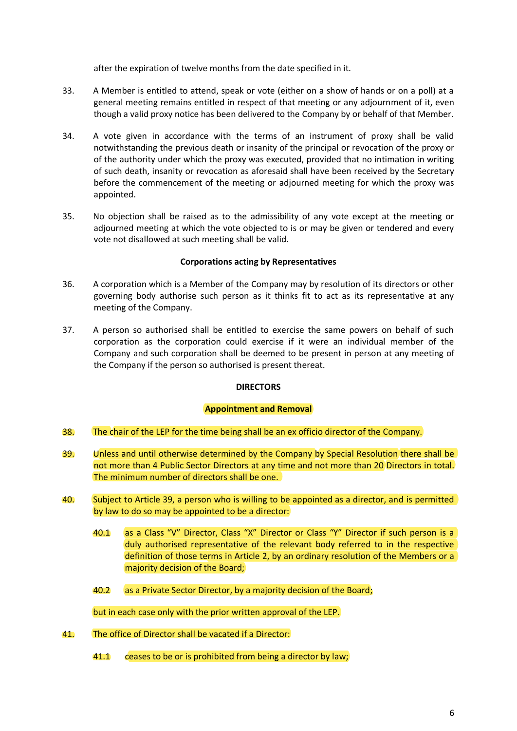after the expiration of twelve months from the date specified in it.

33. A Member is entitled to attend, speak or vote (either on a show of hands or on a poll) at a general meeting remains entitled in respect of that meeting or any adjournment of it, even though a valid proxy notice has been delivered to the Company by or behalf of that Member.

34. A vote given in accordance with the terms of an instrument of proxy shall be valid notwithstanding the previous death or insanity of the principal or revocation of the proxy or of the authority under which the proxy was executed, provided that no intimation in writing of such death, insanity or revocation as aforesaid shall have been received by the Secretary before the commencement of the meeting or adjourned meeting for which the proxy was appointed.

35. No objection shall be raised as to the admissibility of any vote except at the meeting or adjourned meeting at which the vote objected to is or may be given or tendered and every vote not disallowed at such meeting shall be valid.

**Corporations acting by Representatives**

36. A corporation which is a Member of the Company may by resolution of its directors or other governing body authorise such person as it thinks fit to act as its representative at any meeting of the Company.

37. A person so authorised shall be entitled to exercise the same powers on behalf of such corporation as the corporation could exercise if it were an individual member of the Company and such corporation shall be deemed to be present in person at any meeting of the Company if the person so authorised is present thereat.

**DIRECTORS**

**Appointment and Removal**

38. The chair of the LEP for the time being shall be an ex officio director of the Company.

39. Unless and until otherwise determined by the Company by Special Resolution there shall be not more than 4 Public Sector Directors at any time and not more than 20 Directors in total. The minimum number of directors shall be one.

40. Subject to Article 39, a person who is willing to be appointed as a director, and is permitted by law to do so may be appointed to be a director:

    40.1 as a Class "V" Director, Class "X" Director or Class "Y" Director if such person is a duly authorised representative of the relevant body referred to in the respective definition of those terms in Article 2, by an ordinary resolution of the Members or a majority decision of the Board;

    40.2 as a Private Sector Director, by a majority decision of the Board;

    but in each case only with the prior written approval of the LEP.

41. The office of Director shall be vacated if a Director:

    41.1 ceases to be or is prohibited from being a director by law;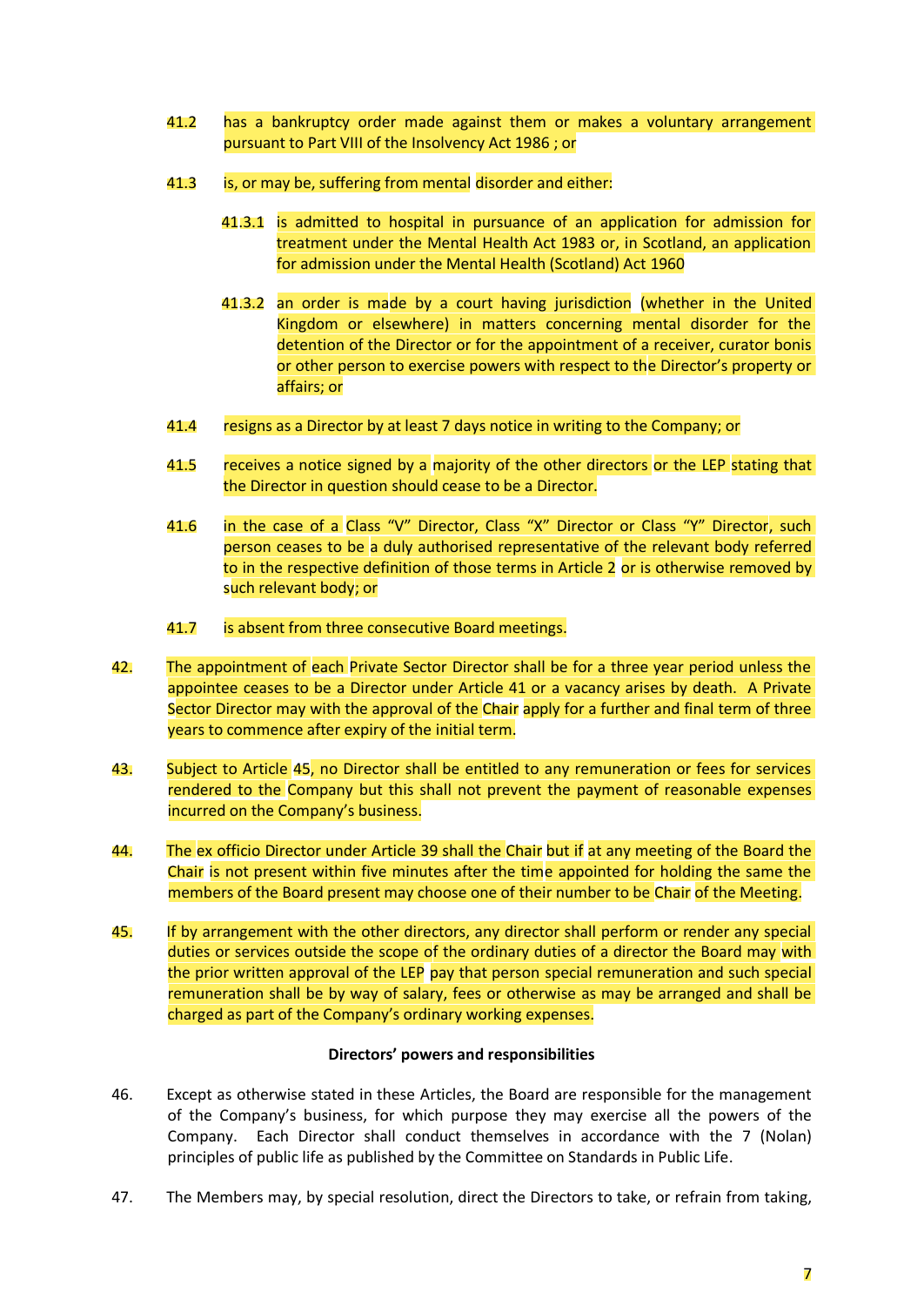41.2 has a bankruptcy order made against them or makes a voluntary arrangement pursuant to Part VIII of the Insolvency Act 1986 ; or

41.3 is, or may be, suffering from mental disorder and either:

41.3.1 is admitted to hospital in pursuance of an application for admission for treatment under the Mental Health Act 1983 or, in Scotland, an application for admission under the Mental Health (Scotland) Act 1960

41.3.2 an order is made by a court having jurisdiction (whether in the United Kingdom or elsewhere) in matters concerning mental disorder for the detention of the Director or for the appointment of a receiver, curator bonis or other person to exercise powers with respect to the Director's property or affairs; or

41.4 resigns as a Director by at least 7 days notice in writing to the Company; or

41.5 receives a notice signed by a majority of the other directors or the LEP stating that the Director in question should cease to be a Director.

41.6 in the case of a Class "V" Director, Class "X" Director or Class "Y" Director, such person ceases to be a duly authorised representative of the relevant body referred to in the respective definition of those terms in Article 2 or is otherwise removed by such relevant body; or

41.7 is absent from three consecutive Board meetings.

42. The appointment of each Private Sector Director shall be for a three year period unless the appointee ceases to be a Director under Article 41 or a vacancy arises by death. A Private Sector Director may with the approval of the Chair apply for a further and final term of three years to commence after expiry of the initial term.

43. Subject to Article 45, no Director shall be entitled to any remuneration or fees for services rendered to the Company but this shall not prevent the payment of reasonable expenses incurred on the Company's business.

44. The ex officio Director under Article 39 shall the Chair but if at any meeting of the Board the Chair is not present within five minutes after the time appointed for holding the same the members of the Board present may choose one of their number to be Chair of the Meeting.

45. If by arrangement with the other directors, any director shall perform or render any special duties or services outside the scope of the ordinary duties of a director the Board may with the prior written approval of the LEP pay that person special remuneration and such special remuneration shall be by way of salary, fees or otherwise as may be arranged and shall be charged as part of the Company's ordinary working expenses.

**Directors' powers and responsibilities**

46. Except as otherwise stated in these Articles, the Board are responsible for the management of the Company's business, for which purpose they may exercise all the powers of the Company. Each Director shall conduct themselves in accordance with the 7 (Nolan) principles of public life as published by the Committee on Standards in Public Life.

47. The Members may, by special resolution, direct the Directors to take, or refrain from taking,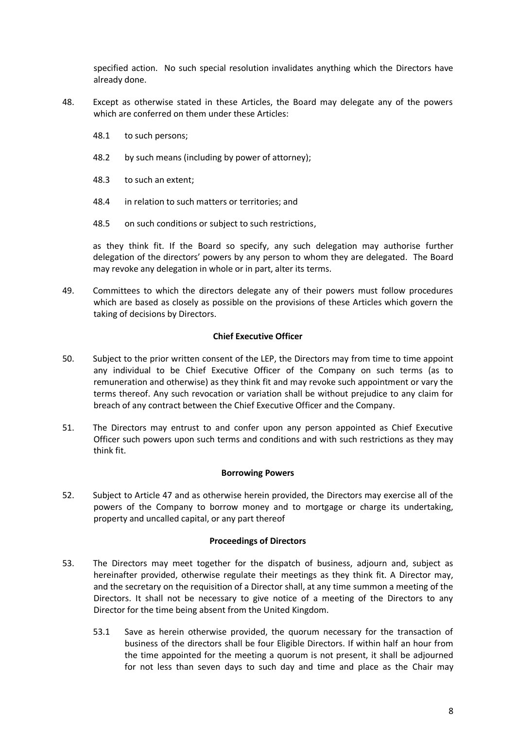specified action. No such special resolution invalidates anything which the Directors have already done.

48. Except as otherwise stated in these Articles, the Board may delegate any of the powers which are conferred on them under these Articles:

    48.1 to such persons;

    48.2 by such means (including by power of attorney);

    48.3 to such an extent;

    48.4 in relation to such matters or territories; and

    48.5 on such conditions or subject to such restrictions,

    as they think fit. If the Board so specify, any such delegation may authorise further delegation of the directors' powers by any person to whom they are delegated. The Board may revoke any delegation in whole or in part, alter its terms.

49. Committees to which the directors delegate any of their powers must follow procedures which are based as closely as possible on the provisions of these Articles which govern the taking of decisions by Directors.

**Chief Executive Officer**

50. Subject to the prior written consent of the LEP, the Directors may from time to time appoint any individual to be Chief Executive Officer of the Company on such terms (as to remuneration and otherwise) as they think fit and may revoke such appointment or vary the terms thereof. Any such revocation or variation shall be without prejudice to any claim for breach of any contract between the Chief Executive Officer and the Company.

51. The Directors may entrust to and confer upon any person appointed as Chief Executive Officer such powers upon such terms and conditions and with such restrictions as they may think fit.

**Borrowing Powers**

52. Subject to Article 47 and as otherwise herein provided, the Directors may exercise all of the powers of the Company to borrow money and to mortgage or charge its undertaking, property and uncalled capital, or any part thereof

**Proceedings of Directors**

53. The Directors may meet together for the dispatch of business, adjourn and, subject as hereinafter provided, otherwise regulate their meetings as they think fit. A Director may, and the secretary on the requisition of a Director shall, at any time summon a meeting of the Directors. It shall not be necessary to give notice of a meeting of the Directors to any Director for the time being absent from the United Kingdom.

    53.1 Save as herein otherwise provided, the quorum necessary for the transaction of business of the directors shall be four Eligible Directors. If within half an hour from the time appointed for the meeting a quorum is not present, it shall be adjourned for not less than seven days to such day and time and place as the Chair may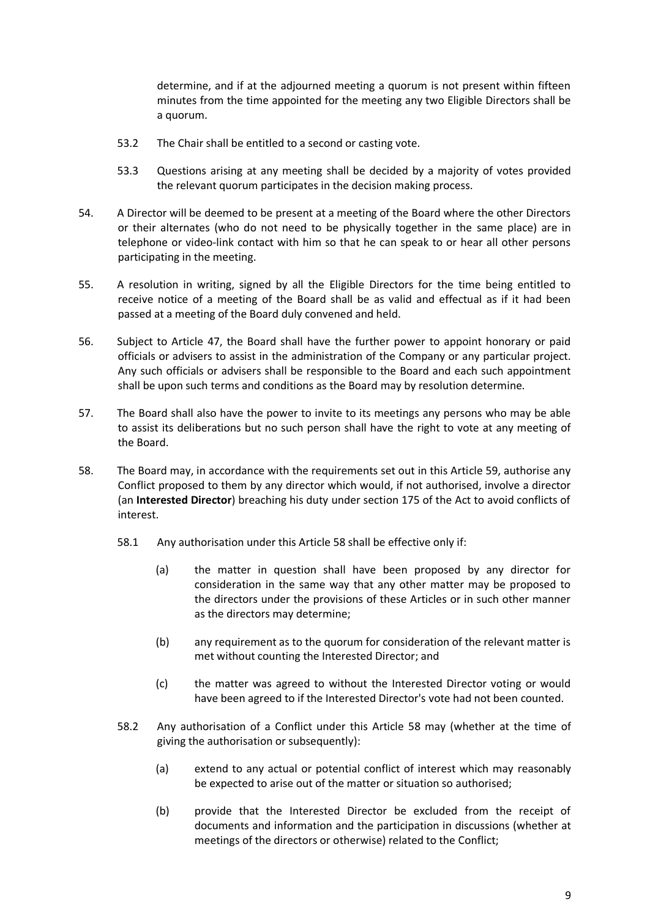determine, and if at the adjourned meeting a quorum is not present within fifteen minutes from the time appointed for the meeting any two Eligible Directors shall be a quorum.

53.2 The Chair shall be entitled to a second or casting vote.

53.3 Questions arising at any meeting shall be decided by a majority of votes provided the relevant quorum participates in the decision making process.

54. A Director will be deemed to be present at a meeting of the Board where the other Directors or their alternates (who do not need to be physically together in the same place) are in telephone or video-link contact with him so that he can speak to or hear all other persons participating in the meeting.

55. A resolution in writing, signed by all the Eligible Directors for the time being entitled to receive notice of a meeting of the Board shall be as valid and effectual as if it had been passed at a meeting of the Board duly convened and held.

56. Subject to Article 47, the Board shall have the further power to appoint honorary or paid officials or advisers to assist in the administration of the Company or any particular project. Any such officials or advisers shall be responsible to the Board and each such appointment shall be upon such terms and conditions as the Board may by resolution determine.

57. The Board shall also have the power to invite to its meetings any persons who may be able to assist its deliberations but no such person shall have the right to vote at any meeting of the Board.

58. The Board may, in accordance with the requirements set out in this Article 59, authorise any Conflict proposed to them by any director which would, if not authorised, involve a director (an **Interested Director**) breaching his duty under section 175 of the Act to avoid conflicts of interest.

58.1 Any authorisation under this Article 58 shall be effective only if:

(a) the matter in question shall have been proposed by any director for consideration in the same way that any other matter may be proposed to the directors under the provisions of these Articles or in such other manner as the directors may determine;

(b) any requirement as to the quorum for consideration of the relevant matter is met without counting the Interested Director; and

(c) the matter was agreed to without the Interested Director voting or would have been agreed to if the Interested Director's vote had not been counted.

58.2 Any authorisation of a Conflict under this Article 58 may (whether at the time of giving the authorisation or subsequently):

(a) extend to any actual or potential conflict of interest which may reasonably be expected to arise out of the matter or situation so authorised;

(b) provide that the Interested Director be excluded from the receipt of documents and information and the participation in discussions (whether at meetings of the directors or otherwise) related to the Conflict;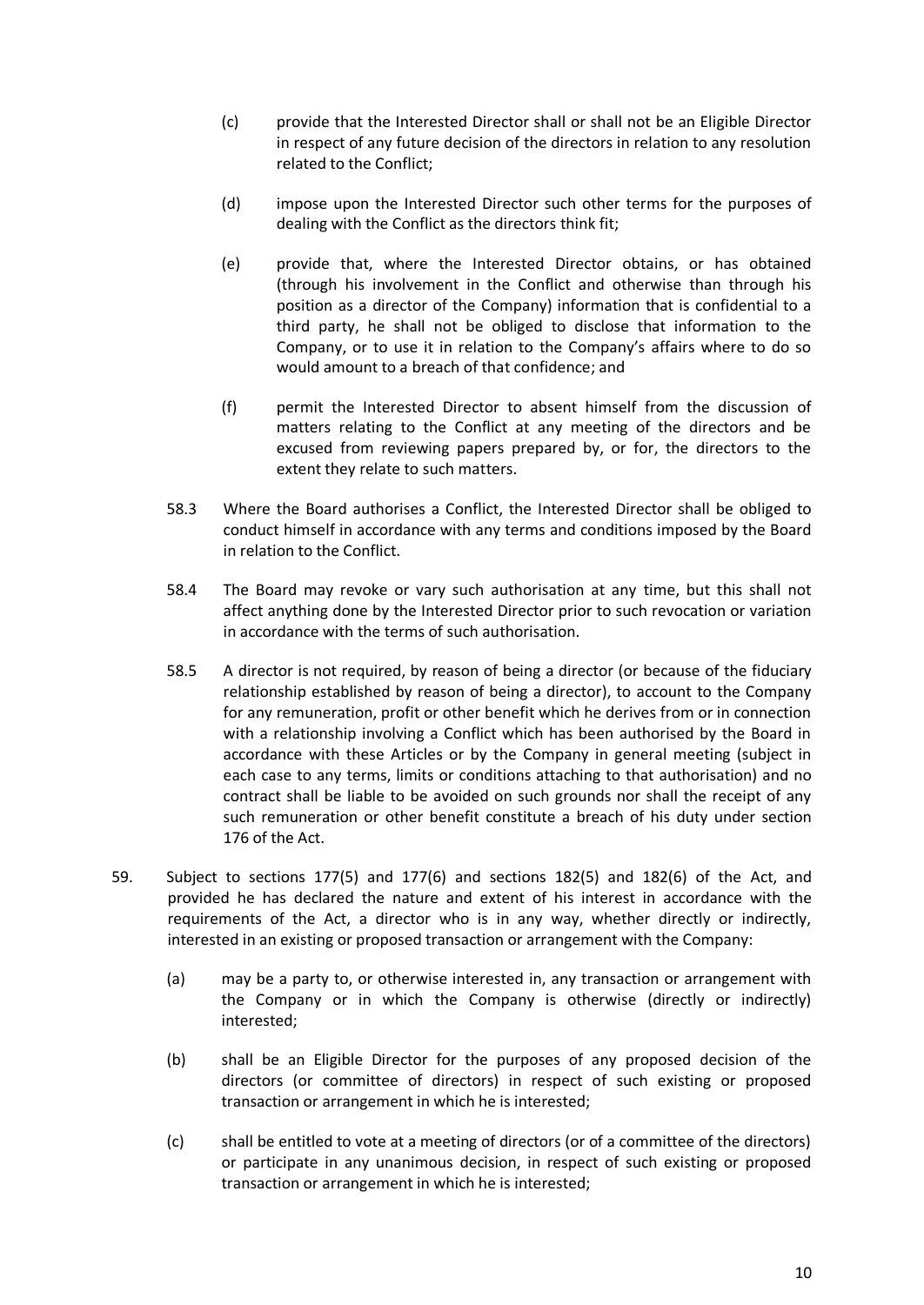(c) provide that the Interested Director shall or shall not be an Eligible Director in respect of any future decision of the directors in relation to any resolution related to the Conflict;

(d) impose upon the Interested Director such other terms for the purposes of dealing with the Conflict as the directors think fit;

(e) provide that, where the Interested Director obtains, or has obtained (through his involvement in the Conflict and otherwise than through his position as a director of the Company) information that is confidential to a third party, he shall not be obliged to disclose that information to the Company, or to use it in relation to the Company's affairs where to do so would amount to a breach of that confidence; and

(f) permit the Interested Director to absent himself from the discussion of matters relating to the Conflict at any meeting of the directors and be excused from reviewing papers prepared by, or for, the directors to the extent they relate to such matters.

58.3 Where the Board authorises a Conflict, the Interested Director shall be obliged to conduct himself in accordance with any terms and conditions imposed by the Board in relation to the Conflict.

58.4 The Board may revoke or vary such authorisation at any time, but this shall not affect anything done by the Interested Director prior to such revocation or variation in accordance with the terms of such authorisation.

58.5 A director is not required, by reason of being a director (or because of the fiduciary relationship established by reason of being a director), to account to the Company for any remuneration, profit or other benefit which he derives from or in connection with a relationship involving a Conflict which has been authorised by the Board in accordance with these Articles or by the Company in general meeting (subject in each case to any terms, limits or conditions attaching to that authorisation) and no contract shall be liable to be avoided on such grounds nor shall the receipt of any such remuneration or other benefit constitute a breach of his duty under section 176 of the Act.

59. Subject to sections 177(5) and 177(6) and sections 182(5) and 182(6) of the Act, and provided he has declared the nature and extent of his interest in accordance with the requirements of the Act, a director who is in any way, whether directly or indirectly, interested in an existing or proposed transaction or arrangement with the Company:

(a) may be a party to, or otherwise interested in, any transaction or arrangement with the Company or in which the Company is otherwise (directly or indirectly) interested;

(b) shall be an Eligible Director for the purposes of any proposed decision of the directors (or committee of directors) in respect of such existing or proposed transaction or arrangement in which he is interested;

(c) shall be entitled to vote at a meeting of directors (or of a committee of the directors) or participate in any unanimous decision, in respect of such existing or proposed transaction or arrangement in which he is interested;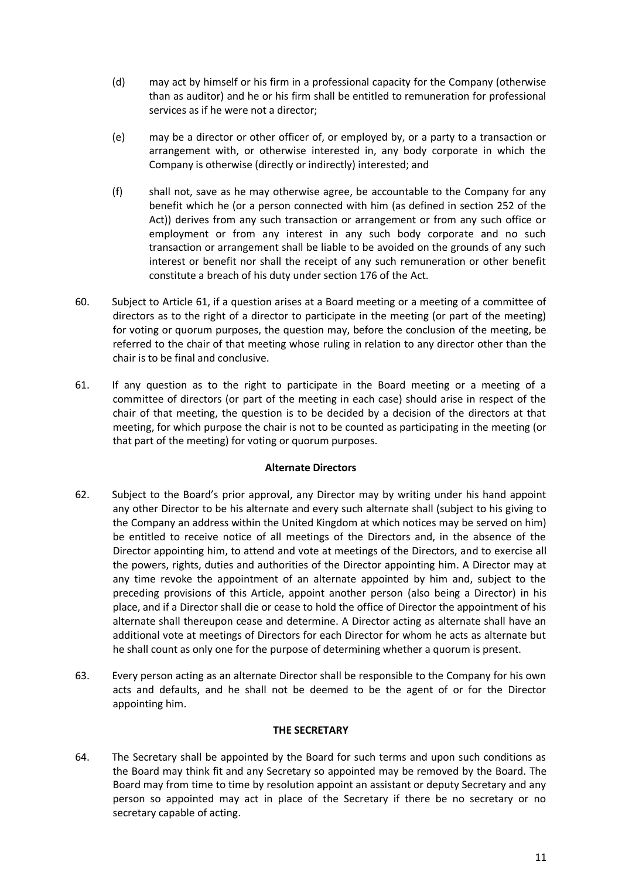(d) may act by himself or his firm in a professional capacity for the Company (otherwise than as auditor) and he or his firm shall be entitled to remuneration for professional services as if he were not a director;

(e) may be a director or other officer of, or employed by, or a party to a transaction or arrangement with, or otherwise interested in, any body corporate in which the Company is otherwise (directly or indirectly) interested; and

(f) shall not, save as he may otherwise agree, be accountable to the Company for any benefit which he (or a person connected with him (as defined in section 252 of the Act)) derives from any such transaction or arrangement or from any such office or employment or from any interest in any such body corporate and no such transaction or arrangement shall be liable to be avoided on the grounds of any such interest or benefit nor shall the receipt of any such remuneration or other benefit constitute a breach of his duty under section 176 of the Act.

60. Subject to Article 61, if a question arises at a Board meeting or a meeting of a committee of directors as to the right of a director to participate in the meeting (or part of the meeting) for voting or quorum purposes, the question may, before the conclusion of the meeting, be referred to the chair of that meeting whose ruling in relation to any director other than the chair is to be final and conclusive.

61. If any question as to the right to participate in the Board meeting or a meeting of a committee of directors (or part of the meeting in each case) should arise in respect of the chair of that meeting, the question is to be decided by a decision of the directors at that meeting, for which purpose the chair is not to be counted as participating in the meeting (or that part of the meeting) for voting or quorum purposes.

**Alternate Directors**

62. Subject to the Board's prior approval, any Director may by writing under his hand appoint any other Director to be his alternate and every such alternate shall (subject to his giving to the Company an address within the United Kingdom at which notices may be served on him) be entitled to receive notice of all meetings of the Directors and, in the absence of the Director appointing him, to attend and vote at meetings of the Directors, and to exercise all the powers, rights, duties and authorities of the Director appointing him. A Director may at any time revoke the appointment of an alternate appointed by him and, subject to the preceding provisions of this Article, appoint another person (also being a Director) in his place, and if a Director shall die or cease to hold the office of Director the appointment of his alternate shall thereupon cease and determine. A Director acting as alternate shall have an additional vote at meetings of Directors for each Director for whom he acts as alternate but he shall count as only one for the purpose of determining whether a quorum is present.

63. Every person acting as an alternate Director shall be responsible to the Company for his own acts and defaults, and he shall not be deemed to be the agent of or for the Director appointing him.

**THE SECRETARY**

64. The Secretary shall be appointed by the Board for such terms and upon such conditions as the Board may think fit and any Secretary so appointed may be removed by the Board. The Board may from time to time by resolution appoint an assistant or deputy Secretary and any person so appointed may act in place of the Secretary if there be no secretary or no secretary capable of acting.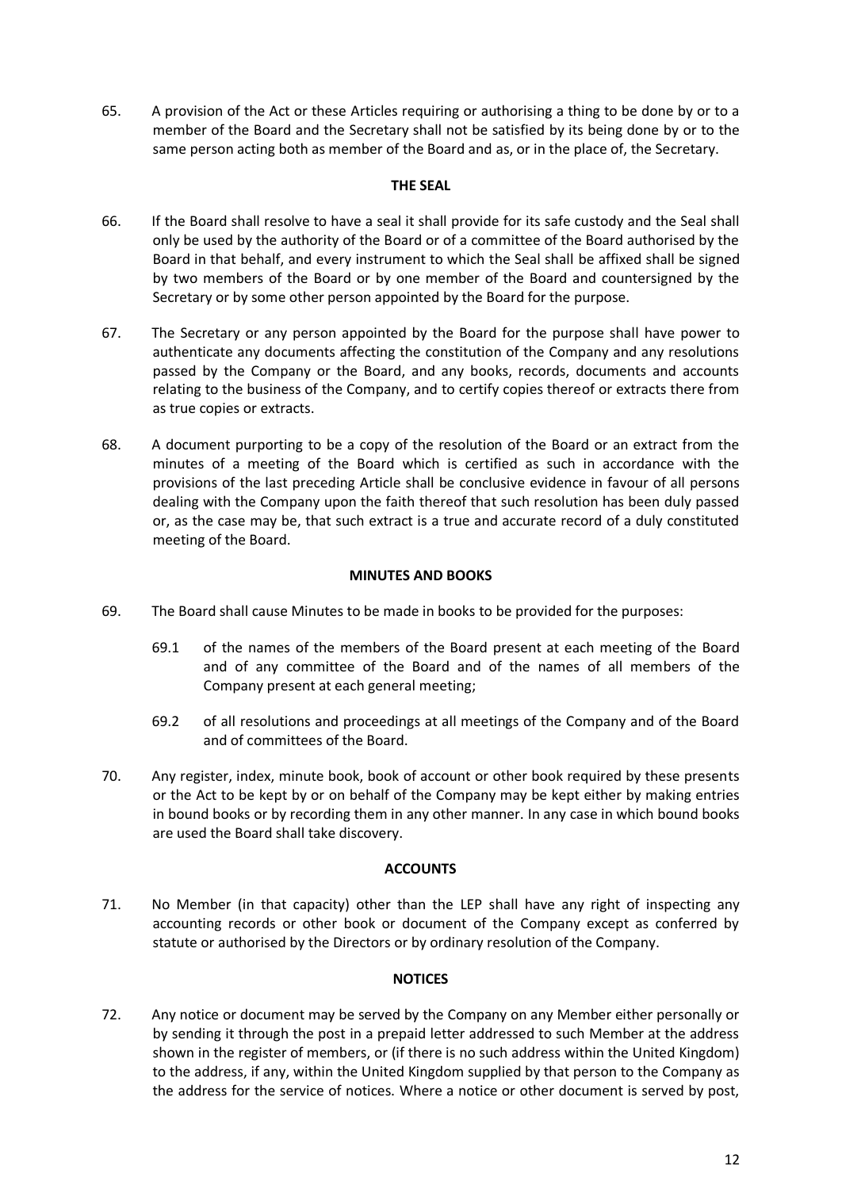65. A provision of the Act or these Articles requiring or authorising a thing to be done by or to a member of the Board and the Secretary shall not be satisfied by its being done by or to the same person acting both as member of the Board and as, or in the place of, the Secretary.

**THE SEAL**

66. If the Board shall resolve to have a seal it shall provide for its safe custody and the Seal shall only be used by the authority of the Board or of a committee of the Board authorised by the Board in that behalf, and every instrument to which the Seal shall be affixed shall be signed by two members of the Board or by one member of the Board and countersigned by the Secretary or by some other person appointed by the Board for the purpose.

67. The Secretary or any person appointed by the Board for the purpose shall have power to authenticate any documents affecting the constitution of the Company and any resolutions passed by the Company or the Board, and any books, records, documents and accounts relating to the business of the Company, and to certify copies thereof or extracts there from as true copies or extracts.

68. A document purporting to be a copy of the resolution of the Board or an extract from the minutes of a meeting of the Board which is certified as such in accordance with the provisions of the last preceding Article shall be conclusive evidence in favour of all persons dealing with the Company upon the faith thereof that such resolution has been duly passed or, as the case may be, that such extract is a true and accurate record of a duly constituted meeting of the Board.

**MINUTES AND BOOKS**

69. The Board shall cause Minutes to be made in books to be provided for the purposes:

   69.1 of the names of the members of the Board present at each meeting of the Board and of any committee of the Board and of the names of all members of the Company present at each general meeting;

   69.2 of all resolutions and proceedings at all meetings of the Company and of the Board and of committees of the Board.

70. Any register, index, minute book, book of account or other book required by these presents or the Act to be kept by or on behalf of the Company may be kept either by making entries in bound books or by recording them in any other manner. In any case in which bound books are used the Board shall take discovery.

**ACCOUNTS**

71. No Member (in that capacity) other than the LEP shall have any right of inspecting any accounting records or other book or document of the Company except as conferred by statute or authorised by the Directors or by ordinary resolution of the Company.

**NOTICES**

72. Any notice or document may be served by the Company on any Member either personally or by sending it through the post in a prepaid letter addressed to such Member at the address shown in the register of members, or (if there is no such address within the United Kingdom) to the address, if any, within the United Kingdom supplied by that person to the Company as the address for the service of notices. Where a notice or other document is served by post,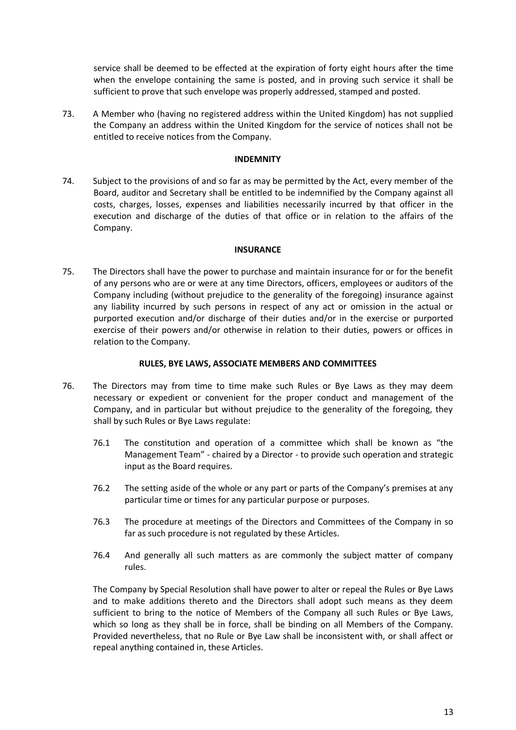service shall be deemed to be effected at the expiration of forty eight hours after the time when the envelope containing the same is posted, and in proving such service it shall be sufficient to prove that such envelope was properly addressed, stamped and posted.

73. A Member who (having no registered address within the United Kingdom) has not supplied the Company an address within the United Kingdom for the service of notices shall not be entitled to receive notices from the Company.

**INDEMNITY**

74. Subject to the provisions of and so far as may be permitted by the Act, every member of the Board, auditor and Secretary shall be entitled to be indemnified by the Company against all costs, charges, losses, expenses and liabilities necessarily incurred by that officer in the execution and discharge of the duties of that office or in relation to the affairs of the Company.

**INSURANCE**

75. The Directors shall have the power to purchase and maintain insurance for or for the benefit of any persons who are or were at any time Directors, officers, employees or auditors of the Company including (without prejudice to the generality of the foregoing) insurance against any liability incurred by such persons in respect of any act or omission in the actual or purported execution and/or discharge of their duties and/or in the exercise or purported exercise of their powers and/or otherwise in relation to their duties, powers or offices in relation to the Company.

**RULES, BYE LAWS, ASSOCIATE MEMBERS AND COMMITTEES**

76. The Directors may from time to time make such Rules or Bye Laws as they may deem necessary or expedient or convenient for the proper conduct and management of the Company, and in particular but without prejudice to the generality of the foregoing, they shall by such Rules or Bye Laws regulate:

    76.1 The constitution and operation of a committee which shall be known as "the Management Team" - chaired by a Director - to provide such operation and strategic input as the Board requires.

    76.2 The setting aside of the whole or any part or parts of the Company's premises at any particular time or times for any particular purpose or purposes.

    76.3 The procedure at meetings of the Directors and Committees of the Company in so far as such procedure is not regulated by these Articles.

    76.4 And generally all such matters as are commonly the subject matter of company rules.

The Company by Special Resolution shall have power to alter or repeal the Rules or Bye Laws and to make additions thereto and the Directors shall adopt such means as they deem sufficient to bring to the notice of Members of the Company all such Rules or Bye Laws, which so long as they shall be in force, shall be binding on all Members of the Company. Provided nevertheless, that no Rule or Bye Law shall be inconsistent with, or shall affect or repeal anything contained in, these Articles.